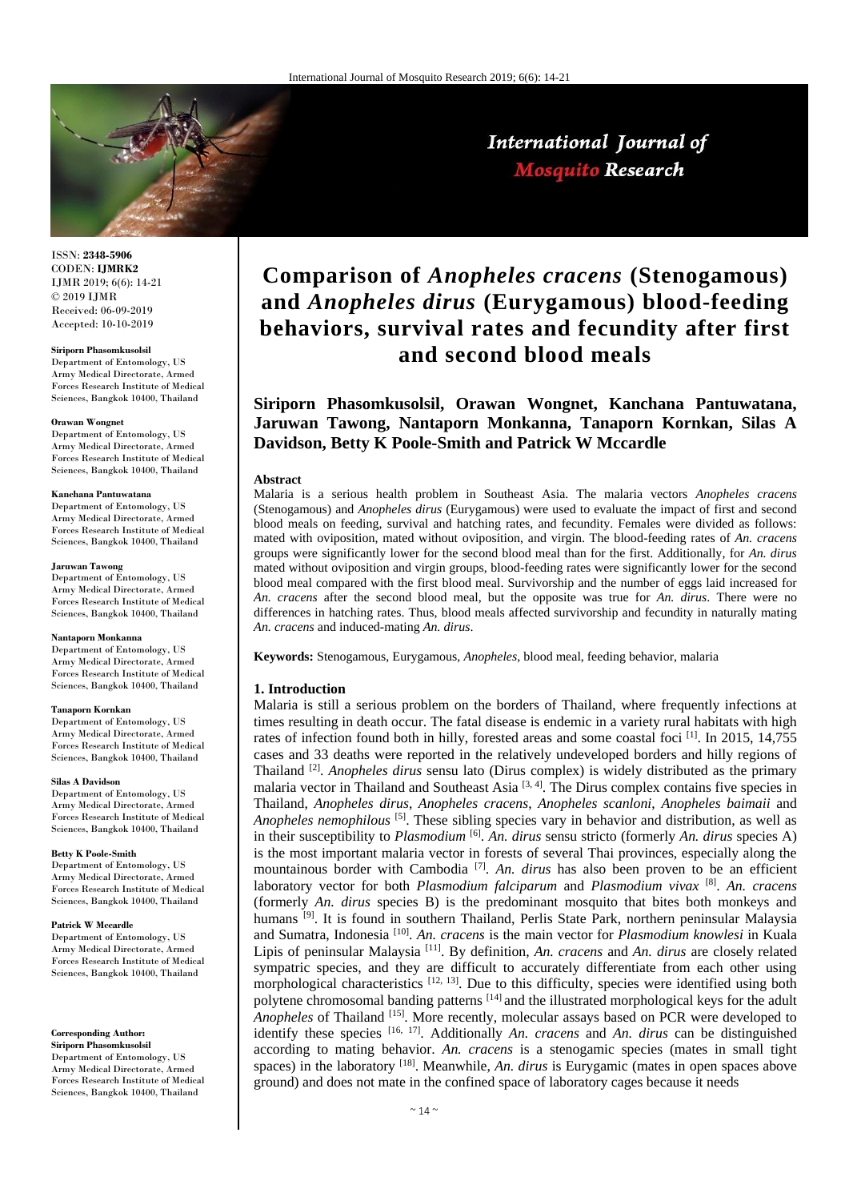ISSN: **2348-5906**
CODEN: **IJMRK2**
IJMR 2019; 6(6): 14-21
© 2019 IJMR
Received: 06-09-2019
Accepted: 10-10-2019

**Siriporn Phasomkusolsil**
Department of Entomology, US Army Medical Directorate, Armed Forces Research Institute of Medical Sciences, Bangkok 10400, Thailand

**Orawan Wongnet**
Department of Entomology, US Army Medical Directorate, Armed Forces Research Institute of Medical Sciences, Bangkok 10400, Thailand

**Kanchana Pantuwatana**
Department of Entomology, US Army Medical Directorate, Armed Forces Research Institute of Medical Sciences, Bangkok 10400, Thailand

**Jaruwan Tawong**
Department of Entomology, US Army Medical Directorate, Armed Forces Research Institute of Medical Sciences, Bangkok 10400, Thailand

**Nantaporn Monkanna**
Department of Entomology, US Army Medical Directorate, Armed Forces Research Institute of Medical Sciences, Bangkok 10400, Thailand

**Tanaporn Kornkan**
Department of Entomology, US Army Medical Directorate, Armed Forces Research Institute of Medical Sciences, Bangkok 10400, Thailand

**Silas A Davidson**
Department of Entomology, US Army Medical Directorate, Armed Forces Research Institute of Medical Sciences, Bangkok 10400, Thailand

**Betty K Poole-Smith**
Department of Entomology, US Army Medical Directorate, Armed Forces Research Institute of Medical Sciences, Bangkok 10400, Thailand

**Patrick W Mccardle**
Department of Entomology, US Army Medical Directorate, Armed Forces Research Institute of Medical Sciences, Bangkok 10400, Thailand

**Corresponding Author:**
**Siriporn Phasomkusolsil**
Department of Entomology, US Army Medical Directorate, Armed Forces Research Institute of Medical Sciences, Bangkok 10400, Thailand

# Comparison of *Anopheles cracens* (Stenogamous) and *Anopheles dirus* (Eurygamous) blood-feeding behaviors, survival rates and fecundity after first and second blood meals

**Siriporn Phasomkusolsil, Orawan Wongnet, Kanchana Pantuwatana, Jaruwan Tawong, Nantaporn Monkanna, Tanaporn Kornkan, Silas A Davidson, Betty K Poole-Smith and Patrick W Mccardle**

**Abstract**

Malaria is a serious health problem in Southeast Asia. The malaria vectors *Anopheles cracens* (Stenogamous) and *Anopheles dirus* (Eurygamous) were used to evaluate the impact of first and second blood meals on feeding, survival and hatching rates, and fecundity. Females were divided as follows: mated with oviposition, mated without oviposition, and virgin. The blood-feeding rates of *An. cracens* groups were significantly lower for the second blood meal than for the first. Additionally, for *An. dirus* mated without oviposition and virgin groups, blood-feeding rates were significantly lower for the second blood meal compared with the first blood meal. Survivorship and the number of eggs laid increased for *An. cracens* after the second blood meal, but the opposite was true for *An. dirus*. There were no differences in hatching rates. Thus, blood meals affected survivorship and fecundity in naturally mating *An. cracens* and induced-mating *An. dirus*.

**Keywords:** Stenogamous, Eurygamous, *Anopheles*, blood meal, feeding behavior, malaria

## 1. Introduction

Malaria is still a serious problem on the borders of Thailand, where frequently infections at times resulting in death occur. The fatal disease is endemic in a variety rural habitats with high rates of infection found both in hilly, forested areas and some coastal foci [1]. In 2015, 14,755 cases and 33 deaths were reported in the relatively undeveloped borders and hilly regions of Thailand [2]. *Anopheles dirus* sensu lato (Dirus complex) is widely distributed as the primary malaria vector in Thailand and Southeast Asia [3, 4]. The Dirus complex contains five species in Thailand, *Anopheles dirus*, *Anopheles cracens*, *Anopheles scanloni*, *Anopheles baimaii* and *Anopheles nemophilous* [5]. These sibling species vary in behavior and distribution, as well as in their susceptibility to *Plasmodium* [6]. *An. dirus* sensu stricto (formerly *An. dirus* species A) is the most important malaria vector in forests of several Thai provinces, especially along the mountainous border with Cambodia [7]. *An. dirus* has also been proven to be an efficient laboratory vector for both *Plasmodium falciparum* and *Plasmodium vivax* [8]. *An. cracens* (formerly *An. dirus* species B) is the predominant mosquito that bites both monkeys and humans [9]. It is found in southern Thailand, Perlis State Park, northern peninsular Malaysia and Sumatra, Indonesia [10]. *An. cracens* is the main vector for *Plasmodium knowlesi* in Kuala Lipis of peninsular Malaysia [11]. By definition, *An. cracens* and *An. dirus* are closely related sympatric species, and they are difficult to accurately differentiate from each other using morphological characteristics [12, 13]. Due to this difficulty, species were identified using both polytene chromosomal banding patterns [14] and the illustrated morphological keys for the adult *Anopheles* of Thailand [15]. More recently, molecular assays based on PCR were developed to identify these species [16, 17]. Additionally *An. cracens* and *An. dirus* can be distinguished according to mating behavior. *An. cracens* is a stenogamic species (mates in small tight spaces) in the laboratory [18]. Meanwhile, *An. dirus* is Eurygamic (mates in open spaces above ground) and does not mate in the confined space of laboratory cages because it needs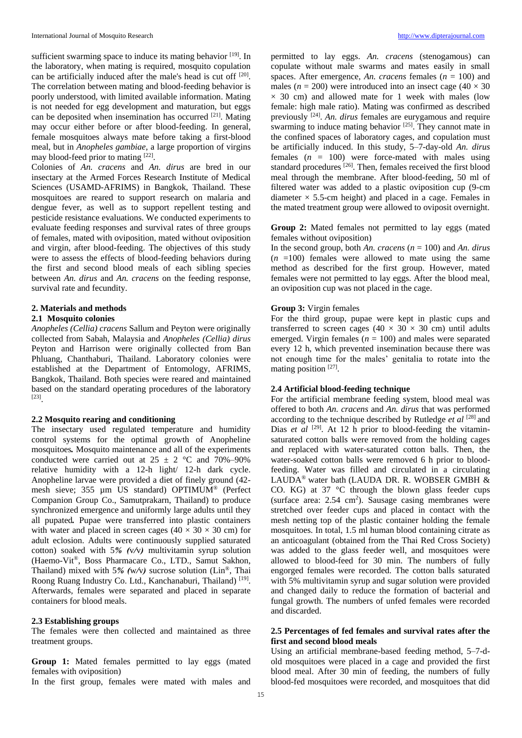sufficient swarming space to induce its mating behavior [19]. In the laboratory, when mating is required, mosquito copulation can be artificially induced after the male's head is cut off [20]. The correlation between mating and blood-feeding behavior is poorly understood, with limited available information. Mating is not needed for egg development and maturation, but eggs can be deposited when insemination has occurred [21]. Mating may occur either before or after blood-feeding. In general, female mosquitoes always mate before taking a first-blood meal, but in *Anopheles gambiae*, a large proportion of virgins may blood-feed prior to mating [22].

Colonies of *An. cracens* and *An. dirus* are bred in our insectary at the Armed Forces Research Institute of Medical Sciences (USAMD-AFRIMS) in Bangkok, Thailand. These mosquitoes are reared to support research on malaria and dengue fever, as well as to support repellent testing and pesticide resistance evaluations. We conducted experiments to evaluate feeding responses and survival rates of three groups of females, mated with oviposition, mated without oviposition and virgin, after blood-feeding. The objectives of this study were to assess the effects of blood-feeding behaviors during the first and second blood meals of each sibling species between *An. dirus* and *An. cracens* on the feeding response, survival rate and fecundity.

## 2. Materials and methods

### 2.1 Mosquito colonies

*Anopheles (Cellia) cracens* Sallum and Peyton were originally collected from Sabah, Malaysia and *Anopheles (Cellia) dirus* Peyton and Harrison were originally collected from Ban Phluang, Chanthaburi, Thailand. Laboratory colonies were established at the Department of Entomology, AFRIMS, Bangkok, Thailand. Both species were reared and maintained based on the standard operating procedures of the laboratory [23].

### 2.2 Mosquito rearing and conditioning

The insectary used regulated temperature and humidity control systems for the optimal growth of Anopheline mosquitoes**.** Mosquito maintenance and all of the experiments conducted were carried out at 25 ± 2 °C and 70%–90% relative humidity with a 12-h light/ 12-h dark cycle. Anopheline larvae were provided a diet of finely ground (42-mesh sieve; 355 µm US standard) OPTIMUM® (Perfect Companion Group Co., Samutprakarn, Thailand) to produce synchronized emergence and uniformly large adults until they all pupated**.** Pupae were transferred into plastic containers with water and placed in screen cages (40 × 30 × 30 cm) for adult eclosion. Adults were continuously supplied saturated cotton) soaked with 5*% (v/v)* multivitamin syrup solution (Haemo-Vit®, Boss Pharmacare Co., LTD., Samut Sakhon, Thailand) mixed with 5*% (w/v)* sucrose solution (Lin®, Thai Roong Ruang Industry Co. Ltd., Kanchanaburi, Thailand) [19]. Afterwards, females were separated and placed in separate containers for blood meals.

### 2.3 Establishing groups

The females were then collected and maintained as three treatment groups.

**Group 1:** Mated females permitted to lay eggs (mated females with oviposition)

In the first group, females were mated with males and permitted to lay eggs. *An. cracens* (stenogamous) can copulate without male swarms and mates easily in small spaces. After emergence, *An. cracens* females ($n$ = 100) and males ($n$ = 200) were introduced into an insect cage (40 × 30 × 30 cm) and allowed mate for 1 week with males (low female: high male ratio). Mating was confirmed as described previously [24]. *An. dirus* females are eurygamous and require swarming to induce mating behavior [25]. They cannot mate in the confined spaces of laboratory cages, and copulation must be artificially induced. In this study, 5–7-day-old *An. dirus* females ($n$ = 100) were force-mated with males using standard procedures [26]. Then, females received the first blood meal through the membrane. After blood-feeding, 50 ml of filtered water was added to a plastic oviposition cup (9-cm diameter × 5.5-cm height) and placed in a cage. Females in the mated treatment group were allowed to oviposit overnight.

**Group 2:** Mated females not permitted to lay eggs (mated females without oviposition)

In the second group, both *An. cracens* ($n$ = 100) and *An. dirus* ($n$ =100) females were allowed to mate using the same method as described for the first group. However, mated females were not permitted to lay eggs. After the blood meal, an oviposition cup was not placed in the cage.

**Group 3:** Virgin females

For the third group, pupae were kept in plastic cups and transferred to screen cages (40 × 30 × 30 cm) until adults emerged. Virgin females ($n$ = 100) and males were separated every 12 h, which prevented insemination because there was not enough time for the males' genitalia to rotate into the mating position [27].

### 2.4 Artificial blood-feeding technique

For the artificial membrane feeding system, blood meal was offered to both *An. cracens* and *An. dirus* that was performed according to the technique described by Rutledge *et al* [28] and Dias *et al* [29]. At 12 h prior to blood-feeding the vitamin-saturated cotton balls were removed from the holding cages and replaced with water-saturated cotton balls. Then, the water-soaked cotton balls were removed 6 h prior to blood-feeding. Water was filled and circulated in a circulating LAUDA® water bath (LAUDA DR. R. WOBSER GMBH & CO. KG) at 37 °C through the blown glass feeder cups (surface area: 2.54 $cm^2$). Sausage casing membranes were stretched over feeder cups and placed in contact with the mesh netting top of the plastic container holding the female mosquitoes. In total, 1.5 ml human blood containing citrate as an anticoagulant (obtained from the Thai Red Cross Society) was added to the glass feeder well, and mosquitoes were allowed to blood-feed for 30 min. The numbers of fully engorged females were recorded. The cotton balls saturated with 5% multivitamin syrup and sugar solution were provided and changed daily to reduce the formation of bacterial and fungal growth. The numbers of unfed females were recorded and discarded.

### 2.5 Percentages of fed females and survival rates after the first and second blood meals

Using an artificial membrane-based feeding method, 5–7-d-old mosquitoes were placed in a cage and provided the first blood meal. After 30 min of feeding, the numbers of fully blood-fed mosquitoes were recorded, and mosquitoes that did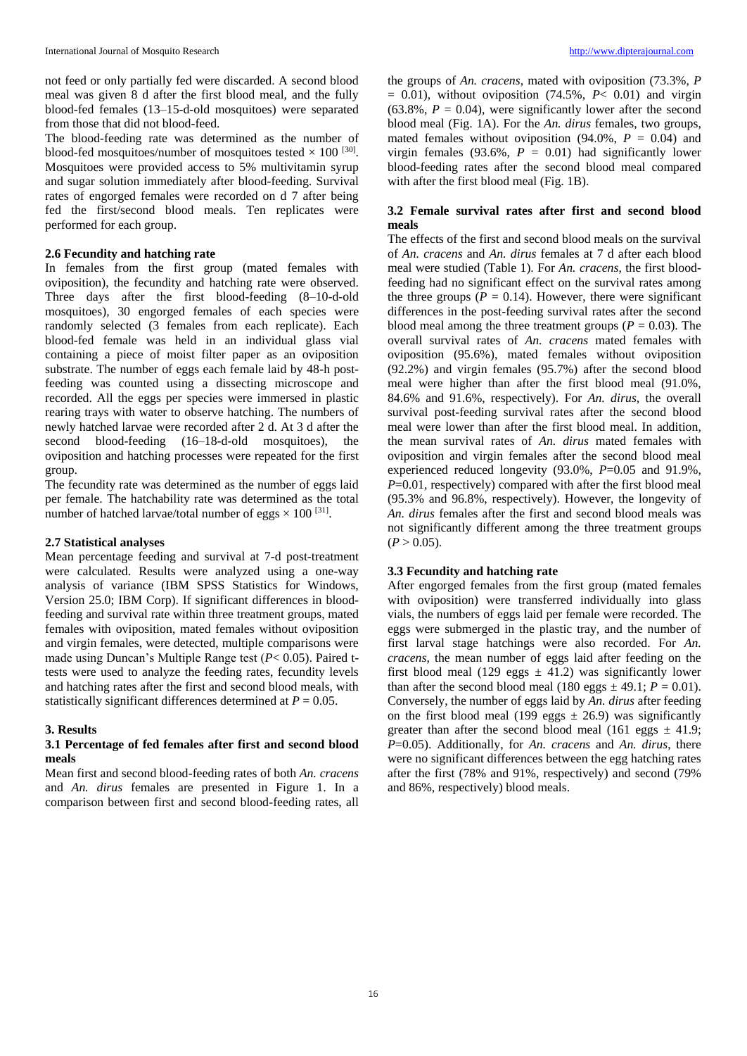not feed or only partially fed were discarded. A second blood meal was given 8 d after the first blood meal, and the fully blood-fed females (13–15-d-old mosquitoes) were separated from those that did not blood-feed.

The blood-feeding rate was determined as the number of blood-fed mosquitoes/number of mosquitoes tested × 100 [30]. Mosquitoes were provided access to 5% multivitamin syrup and sugar solution immediately after blood-feeding. Survival rates of engorged females were recorded on d 7 after being fed the first/second blood meals. Ten replicates were performed for each group.

### 2.6 Fecundity and hatching rate

In females from the first group (mated females with oviposition), the fecundity and hatching rate were observed. Three days after the first blood-feeding (8–10-d-old mosquitoes), 30 engorged females of each species were randomly selected (3 females from each replicate). Each blood-fed female was held in an individual glass vial containing a piece of moist filter paper as an oviposition substrate. The number of eggs each female laid by 48-h post-feeding was counted using a dissecting microscope and recorded. All the eggs per species were immersed in plastic rearing trays with water to observe hatching. The numbers of newly hatched larvae were recorded after 2 d. At 3 d after the second blood-feeding (16–18-d-old mosquitoes), the oviposition and hatching processes were repeated for the first group.

The fecundity rate was determined as the number of eggs laid per female. The hatchability rate was determined as the total number of hatched larvae/total number of eggs × 100 [31].

### 2.7 Statistical analyses

Mean percentage feeding and survival at 7-d post-treatment were calculated. Results were analyzed using a one-way analysis of variance (IBM SPSS Statistics for Windows, Version 25.0; IBM Corp). If significant differences in blood-feeding and survival rate within three treatment groups, mated females with oviposition, mated females without oviposition and virgin females, were detected, multiple comparisons were made using Duncan's Multiple Range test ($P < 0.05$). Paired t-tests were used to analyze the feeding rates, fecundity levels and hatching rates after the first and second blood meals, with statistically significant differences determined at $P = 0.05$.

## 3. Results

### 3.1 Percentage of fed females after first and second blood meals

Mean first and second blood-feeding rates of both *An. cracens* and *An. dirus* females are presented in Figure 1. In a comparison between first and second blood-feeding rates, all the groups of *An. cracens*, mated with oviposition (73.3%, $P = 0.01$), without oviposition (74.5%, $P < 0.01$) and virgin (63.8%, $P = 0.04$), were significantly lower after the second blood meal (Fig. 1A). For the *An. dirus* females, two groups, mated females without oviposition (94.0%, $P = 0.04$) and virgin females (93.6%, $P = 0.01$) had significantly lower blood-feeding rates after the second blood meal compared with after the first blood meal (Fig. 1B).

### 3.2 Female survival rates after first and second blood meals

The effects of the first and second blood meals on the survival of *An. cracens* and *An. dirus* females at 7 d after each blood meal were studied (Table 1). For *An. cracens*, the first blood-feeding had no significant effect on the survival rates among the three groups ($P = 0.14$). However, there were significant differences in the post-feeding survival rates after the second blood meal among the three treatment groups ($P = 0.03$). The overall survival rates of *An. cracens* mated females with oviposition (95.6%), mated females without oviposition (92.2%) and virgin females (95.7%) after the second blood meal were higher than after the first blood meal (91.0%, 84.6% and 91.6%, respectively). For *An. dirus*, the overall survival post-feeding survival rates after the second blood meal were lower than after the first blood meal. In addition, the mean survival rates of *An. dirus* mated females with oviposition and virgin females after the second blood meal experienced reduced longevity (93.0%, $P$=0.05 and 91.9%, $P$=0.01, respectively) compared with after the first blood meal (95.3% and 96.8%, respectively). However, the longevity of *An. dirus* females after the first and second blood meals was not significantly different among the three treatment groups ($P > 0.05$).

### 3.3 Fecundity and hatching rate

After engorged females from the first group (mated females with oviposition) were transferred individually into glass vials, the numbers of eggs laid per female were recorded. The eggs were submerged in the plastic tray, and the number of first larval stage hatchings were also recorded. For *An. cracens*, the mean number of eggs laid after feeding on the first blood meal (129 eggs ± 41.2) was significantly lower than after the second blood meal (180 eggs ± 49.1; $P = 0.01$). Conversely, the number of eggs laid by *An. dirus* after feeding on the first blood meal (199 eggs ± 26.9) was significantly greater than after the second blood meal (161 eggs ± 41.9; $P$=0.05). Additionally, for *An. cracens* and *An. dirus*, there were no significant differences between the egg hatching rates after the first (78% and 91%, respectively) and second (79% and 86%, respectively) blood meals.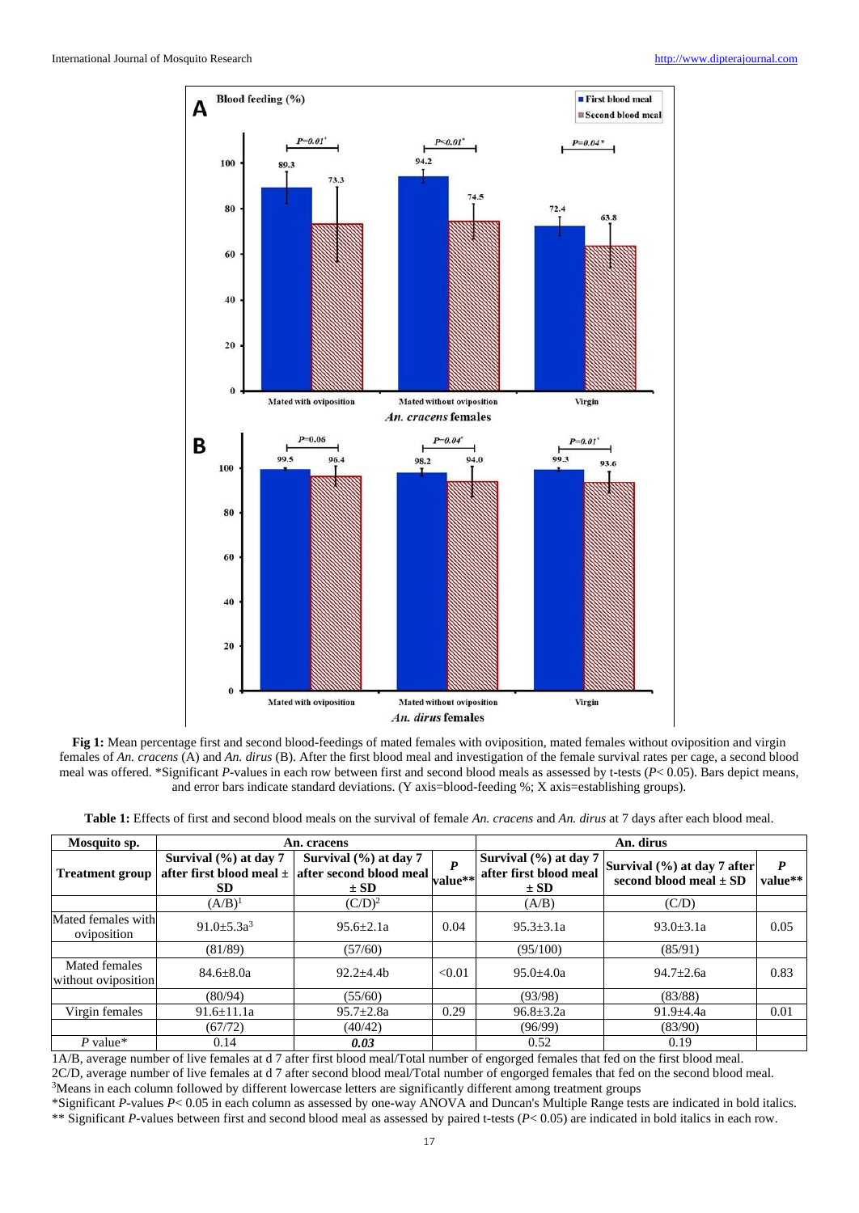**Fig 1:** Mean percentage first and second blood-feedings of mated females with oviposition, mated females without oviposition and virgin females of *An. cracens* (A) and *An. dirus* (B). After the first blood meal and investigation of the female survival rates per cage, a second blood meal was offered. *Significant *P*-values in each row between first and second blood meals as assessed by t-tests ($P< 0.05$). Bars depict means, and error bars indicate standard deviations. (Y axis=blood-feeding %; X axis=establishing groups).

**Table 1:** Effects of first and second blood meals on the survival of female *An. cracens* and *An. dirus* at 7 days after each blood meal.

| Mosquito sp. | An. cracens | | | An. dirus | | |
|---|---|---|---|---|---|---|
| **Treatment group** | **Survival (%) at day 7 after first blood meal ± SD** | **Survival (%) at day 7 after second blood meal ± SD** | ***P* value\*\*** | **Survival (%) at day 7 after first blood meal ± SD** | **Survival (%) at day 7 after second blood meal ± SD** | ***P* value\*\*** |
| | (A/B)[1] | (C/D)[2] | | (A/B) | (C/D) | |
| Mated females with oviposition | 91.0±5.3a[3] | 95.6±2.1a | 0.04 | 95.3±3.1a | 93.0±3.1a | 0.05 |
| | (81/89) | (57/60) | | (95/100) | (85/91) | |
| Mated females without oviposition | 84.6±8.0a | 92.2±4.4b | <0.01 | 95.0±4.0a | 94.7±2.6a | 0.83 |
| | (80/94) | (55/60) | | (93/98) | (83/88) | |
| Virgin females | 91.6±11.1a | 95.7±2.8a | 0.29 | 96.8±3.2a | 91.9±4.4a | 0.01 |
| | (67/72) | (40/42) | | (96/99) | (83/90) | |
| *P* value* | 0.14 | ***0.03*** | | 0.52 | 0.19 | |

1A/B, average number of live females at d 7 after first blood meal/Total number of engorged females that fed on the first blood meal.

2C/D, average number of live females at d 7 after second blood meal/Total number of engorged females that fed on the second blood meal.

[3]Means in each column followed by different lowercase letters are significantly different among treatment groups

*Significant *P*-values $P< 0.05$ in each column as assessed by one-way ANOVA and Duncan's Multiple Range tests are indicated in bold italics.

** Significant *P*-values between first and second blood meal as assessed by paired t-tests ($P< 0.05$) are indicated in bold italics in each row.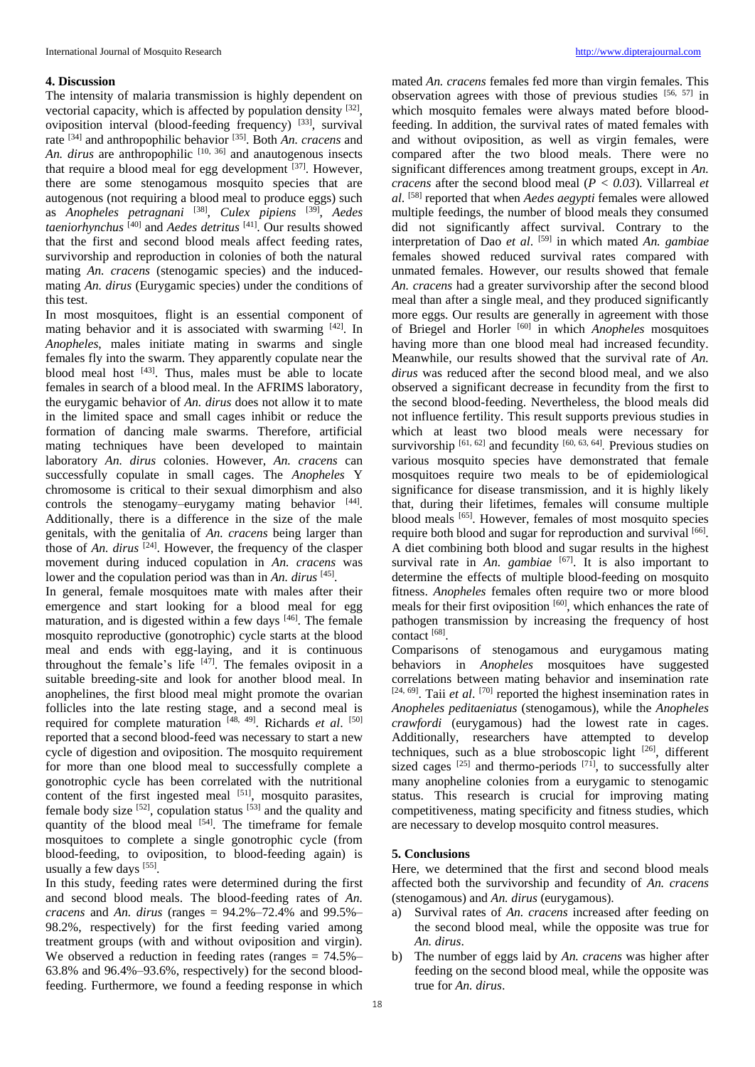## 4. Discussion

The intensity of malaria transmission is highly dependent on vectorial capacity, which is affected by population density [32], oviposition interval (blood-feeding frequency) [33], survival rate [34] and anthropophilic behavior [35]. Both *An. cracens* and *An. dirus* are anthropophilic [10, 36] and anautogenous insects that require a blood meal for egg development [37]. However, there are some stenogamous mosquito species that are autogenous (not requiring a blood meal to produce eggs) such as *Anopheles petragnani* [38], *Culex pipiens* [39], *Aedes taeniorhynchus* [40] and *Aedes detritus* [41]. Our results showed that the first and second blood meals affect feeding rates, survivorship and reproduction in colonies of both the natural mating *An. cracens* (stenogamic species) and the induced-mating *An. dirus* (Eurygamic species) under the conditions of this test.

In most mosquitoes, flight is an essential component of mating behavior and it is associated with swarming [42]. In *Anopheles*, males initiate mating in swarms and single females fly into the swarm. They apparently copulate near the blood meal host [43]. Thus, males must be able to locate females in search of a blood meal. In the AFRIMS laboratory, the eurygamic behavior of *An. dirus* does not allow it to mate in the limited space and small cages inhibit or reduce the formation of dancing male swarms. Therefore, artificial mating techniques have been developed to maintain laboratory *An. dirus* colonies. However, *An. cracens* can successfully copulate in small cages. The *Anopheles* Y chromosome is critical to their sexual dimorphism and also controls the stenogamy–eurygamy mating behavior [44]. Additionally, there is a difference in the size of the male genitals, with the genitalia of *An. cracens* being larger than those of *An. dirus* [24]. However, the frequency of the clasper movement during induced copulation in *An. cracens* was lower and the copulation period was than in *An. dirus* [45].

In general, female mosquitoes mate with males after their emergence and start looking for a blood meal for egg maturation, and is digested within a few days [46]. The female mosquito reproductive (gonotrophic) cycle starts at the blood meal and ends with egg-laying, and it is continuous throughout the female's life [47]. The females oviposit in a suitable breeding-site and look for another blood meal. In anophelines, the first blood meal might promote the ovarian follicles into the late resting stage, and a second meal is required for complete maturation [48, 49]. Richards *et al*. [50] reported that a second blood-feed was necessary to start a new cycle of digestion and oviposition. The mosquito requirement for more than one blood meal to successfully complete a gonotrophic cycle has been correlated with the nutritional content of the first ingested meal [51], mosquito parasites, female body size [52], copulation status [53] and the quality and quantity of the blood meal [54]. The timeframe for female mosquitoes to complete a single gonotrophic cycle (from blood-feeding, to oviposition, to blood-feeding again) is usually a few days [55].

In this study, feeding rates were determined during the first and second blood meals. The blood-feeding rates of *An. cracens* and *An. dirus* (ranges = 94.2%–72.4% and 99.5%–98.2%, respectively) for the first feeding varied among treatment groups (with and without oviposition and virgin). We observed a reduction in feeding rates (ranges = 74.5%–63.8% and 96.4%–93.6%, respectively) for the second blood-feeding. Furthermore, we found a feeding response in which mated *An. cracens* females fed more than virgin females. This observation agrees with those of previous studies [56, 57] in which mosquito females were always mated before blood-feeding. In addition, the survival rates of mated females with and without oviposition, as well as virgin females, were compared after the two blood meals. There were no significant differences among treatment groups, except in *An. cracens* after the second blood meal ($P < 0.03$). Villarreal *et al*. [58] reported that when *Aedes aegypti* females were allowed multiple feedings, the number of blood meals they consumed did not significantly affect survival. Contrary to the interpretation of Dao *et al*. [59] in which mated *An. gambiae* females showed reduced survival rates compared with unmated females. However, our results showed that female *An. cracens* had a greater survivorship after the second blood meal than after a single meal, and they produced significantly more eggs. Our results are generally in agreement with those of Briegel and Horler [60] in which *Anopheles* mosquitoes having more than one blood meal had increased fecundity. Meanwhile, our results showed that the survival rate of *An. dirus* was reduced after the second blood meal, and we also observed a significant decrease in fecundity from the first to the second blood-feeding. Nevertheless, the blood meals did not influence fertility. This result supports previous studies in which at least two blood meals were necessary for survivorship [61, 62] and fecundity [60, 63, 64]. Previous studies on various mosquito species have demonstrated that female mosquitoes require two meals to be of epidemiological significance for disease transmission, and it is highly likely that, during their lifetimes, females will consume multiple blood meals [65]. However, females of most mosquito species require both blood and sugar for reproduction and survival [66]. A diet combining both blood and sugar results in the highest survival rate in *An. gambiae* [67]. It is also important to determine the effects of multiple blood-feeding on mosquito fitness. *Anopheles* females often require two or more blood meals for their first oviposition [60], which enhances the rate of pathogen transmission by increasing the frequency of host contact [68].

Comparisons of stenogamous and eurygamous mating behaviors in *Anopheles* mosquitoes have suggested correlations between mating behavior and insemination rate [24, 69]. Taii *et al*. [70] reported the highest insemination rates in *Anopheles peditaeniatus* (stenogamous), while the *Anopheles crawfordi* (eurygamous) had the lowest rate in cages. Additionally, researchers have attempted to develop techniques, such as a blue stroboscopic light [26], different sized cages [25] and thermo-periods [71], to successfully alter many anopheline colonies from a eurygamic to stenogamic status. This research is crucial for improving mating competitiveness, mating specificity and fitness studies, which are necessary to develop mosquito control measures.

## 5. Conclusions

Here, we determined that the first and second blood meals affected both the survivorship and fecundity of *An. cracens* (stenogamous) and *An. dirus* (eurygamous).

a) Survival rates of *An. cracens* increased after feeding on the second blood meal, while the opposite was true for *An. dirus*.
b) The number of eggs laid by *An. cracens* was higher after feeding on the second blood meal, while the opposite was true for *An. dirus*.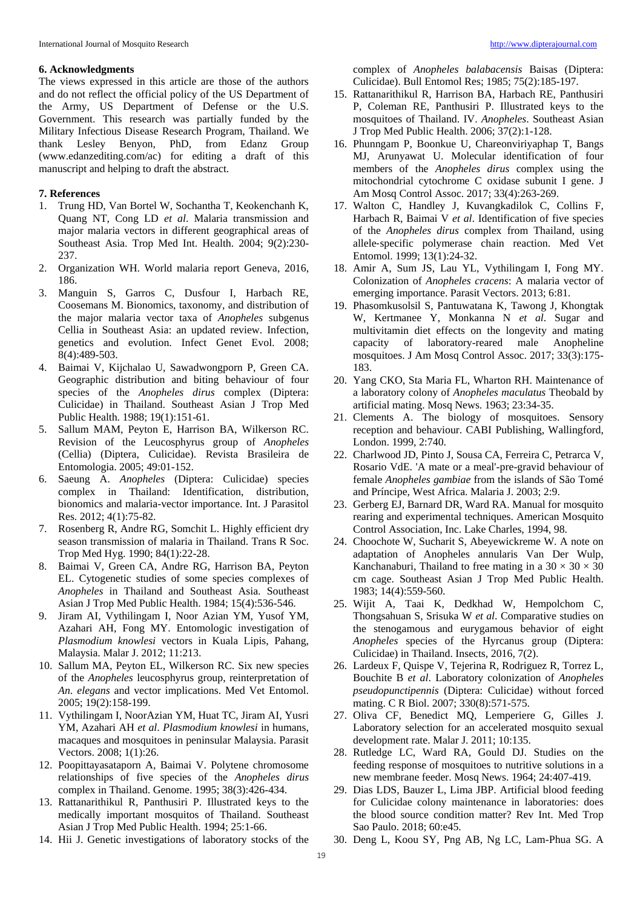## 6. Acknowledgments

The views expressed in this article are those of the authors and do not reflect the official policy of the US Department of the Army, US Department of Defense or the U.S. Government. This research was partially funded by the Military Infectious Disease Research Program, Thailand. We thank Lesley Benyon, PhD, from Edanz Group (www.edanzediting.com/ac) for editing a draft of this manuscript and helping to draft the abstract.

## 7. References

1. Trung HD, Van Bortel W, Sochantha T, Keokenchanh K, Quang NT, Cong LD *et al*. Malaria transmission and major malaria vectors in different geographical areas of Southeast Asia. Trop Med Int. Health. 2004; 9(2):230-237.
2. Organization WH. World malaria report Geneva, 2016, 186.
3. Manguin S, Garros C, Dusfour I, Harbach RE, Coosemans M. Bionomics, taxonomy, and distribution of the major malaria vector taxa of *Anopheles* subgenus Cellia in Southeast Asia: an updated review. Infection, genetics and evolution. Infect Genet Evol. 2008; 8(4):489-503.
4. Baimai V, Kijchalao U, Sawadwongporn P, Green CA. Geographic distribution and biting behaviour of four species of the *Anopheles dirus* complex (Diptera: Culicidae) in Thailand. Southeast Asian J Trop Med Public Health. 1988; 19(1):151-61.
5. Sallum MAM, Peyton E, Harrison BA, Wilkerson RC. Revision of the Leucosphyrus group of *Anopheles* (Cellia) (Diptera, Culicidae). Revista Brasileira de Entomologia. 2005; 49:01-152.
6. Saeung A. *Anopheles* (Diptera: Culicidae) species complex in Thailand: Identification, distribution, bionomics and malaria-vector importance. Int. J Parasitol Res. 2012; 4(1):75-82.
7. Rosenberg R, Andre RG, Somchit L. Highly efficient dry season transmission of malaria in Thailand. Trans R Soc. Trop Med Hyg. 1990; 84(1):22-28.
8. Baimai V, Green CA, Andre RG, Harrison BA, Peyton EL. Cytogenetic studies of some species complexes of *Anopheles* in Thailand and Southeast Asia. Southeast Asian J Trop Med Public Health. 1984; 15(4):536-546.
9. Jiram AI, Vythilingam I, Noor Azian YM, Yusof YM, Azahari AH, Fong MY. Entomologic investigation of *Plasmodium knowlesi* vectors in Kuala Lipis, Pahang, Malaysia. Malar J. 2012; 11:213.
10. Sallum MA, Peyton EL, Wilkerson RC. Six new species of the *Anopheles* leucosphyrus group, reinterpretation of *An. elegans* and vector implications. Med Vet Entomol. 2005; 19(2):158-199.
11. Vythilingam I, NoorAzian YM, Huat TC, Jiram AI, Yusri YM, Azahari AH *et al*. *Plasmodium knowlesi* in humans, macaques and mosquitoes in peninsular Malaysia. Parasit Vectors. 2008; 1(1):26.
12. Poopittayasataporn A, Baimai V. Polytene chromosome relationships of five species of the *Anopheles dirus* complex in Thailand. Genome. 1995; 38(3):426-434.
13. Rattanarithikul R, Panthusiri P. Illustrated keys to the medically important mosquitos of Thailand. Southeast Asian J Trop Med Public Health. 1994; 25:1-66.
14. Hii J. Genetic investigations of laboratory stocks of the complex of *Anopheles balabacensis* Baisas (Diptera: Culicidae). Bull Entomol Res; 1985; 75(2):185-197.
15. Rattanarithikul R, Harrison BA, Harbach RE, Panthusiri P, Coleman RE, Panthusiri P. Illustrated keys to the mosquitoes of Thailand. IV. *Anopheles*. Southeast Asian J Trop Med Public Health. 2006; 37(2):1-128.
16. Phunngam P, Boonkue U, Chareonviriyaphap T, Bangs MJ, Arunyawat U. Molecular identification of four members of the *Anopheles dirus* complex using the mitochondrial cytochrome C oxidase subunit I gene. J Am Mosq Control Assoc. 2017; 33(4):263-269.
17. Walton C, Handley J, Kuvangkadilok C, Collins F, Harbach R, Baimai V *et al*. Identification of five species of the *Anopheles dirus* complex from Thailand, using allele-specific polymerase chain reaction. Med Vet Entomol. 1999; 13(1):24-32.
18. Amir A, Sum JS, Lau YL, Vythilingam I, Fong MY. Colonization of *Anopheles cracens*: A malaria vector of emerging importance. Parasit Vectors. 2013; 6:81.
19. Phasomkusolsil S, Pantuwatana K, Tawong J, Khongtak W, Kertmanee Y, Monkanna N *et al*. Sugar and multivitamin diet effects on the longevity and mating capacity of laboratory-reared male Anopheline mosquitoes. J Am Mosq Control Assoc. 2017; 33(3):175-183.
20. Yang CKO, Sta Maria FL, Wharton RH. Maintenance of a laboratory colony of *Anopheles maculatus* Theobald by artificial mating. Mosq News. 1963; 23:34-35.
21. Clements A. The biology of mosquitoes. Sensory reception and behaviour. CABI Publishing, Wallingford, London. 1999, 2:740.
22. Charlwood JD, Pinto J, Sousa CA, Ferreira C, Petrarca V, Rosario VdE. 'A mate or a meal'-pre-gravid behaviour of female *Anopheles gambiae* from the islands of São Tomé and Príncipe, West Africa. Malaria J. 2003; 2:9.
23. Gerberg EJ, Barnard DR, Ward RA. Manual for mosquito rearing and experimental techniques. American Mosquito Control Association, Inc. Lake Charles, 1994, 98.
24. Choochote W, Sucharit S, Abeyewickreme W. A note on adaptation of Anopheles annularis Van Der Wulp, Kanchanaburi, Thailand to free mating in a 30 × 30 × 30 cm cage. Southeast Asian J Trop Med Public Health. 1983; 14(4):559-560.
25. Wijit A, Taai K, Dedkhad W, Hempolchom C, Thongsahuan S, Srisuka W *et al*. Comparative studies on the stenogamous and eurygamous behavior of eight *Anopheles* species of the Hyrcanus group (Diptera: Culicidae) in Thailand. Insects, 2016, 7(2).
26. Lardeux F, Quispe V, Tejerina R, Rodriguez R, Torrez L, Bouchite B *et al*. Laboratory colonization of *Anopheles pseudopunctipennis* (Diptera: Culicidae) without forced mating. C R Biol. 2007; 330(8):571-575.
27. Oliva CF, Benedict MQ, Lemperiere G, Gilles J. Laboratory selection for an accelerated mosquito sexual development rate. Malar J. 2011; 10:135.
28. Rutledge LC, Ward RA, Gould DJ. Studies on the feeding response of mosquitoes to nutritive solutions in a new membrane feeder. Mosq News. 1964; 24:407-419.
29. Dias LDS, Bauzer L, Lima JBP. Artificial blood feeding for Culicidae colony maintenance in laboratories: does the blood source condition matter? Rev Int. Med Trop Sao Paulo. 2018; 60:e45.
30. Deng L, Koou SY, Png AB, Ng LC, Lam-Phua SG. A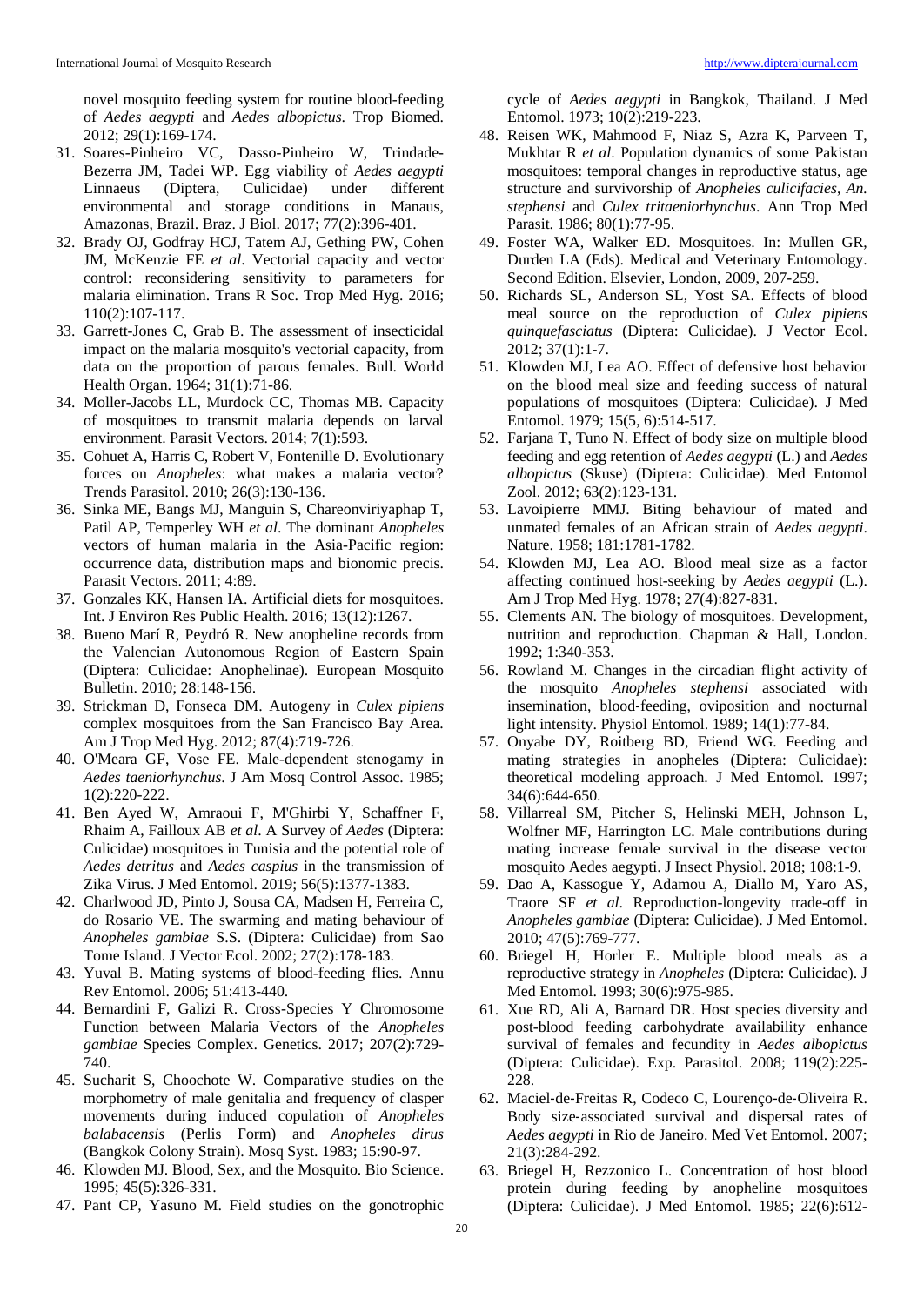novel mosquito feeding system for routine blood-feeding of *Aedes aegypti* and *Aedes albopictus*. Trop Biomed. 2012; 29(1):169-174.

31. Soares-Pinheiro VC, Dasso-Pinheiro W, Trindade-Bezerra JM, Tadei WP. Egg viability of *Aedes aegypti* Linnaeus (Diptera, Culicidae) under different environmental and storage conditions in Manaus, Amazonas, Brazil. Braz. J Biol. 2017; 77(2):396-401.
32. Brady OJ, Godfray HCJ, Tatem AJ, Gething PW, Cohen JM, McKenzie FE *et al*. Vectorial capacity and vector control: reconsidering sensitivity to parameters for malaria elimination. Trans R Soc. Trop Med Hyg. 2016; 110(2):107-117.
33. Garrett-Jones C, Grab B. The assessment of insecticidal impact on the malaria mosquito's vectorial capacity, from data on the proportion of parous females. Bull. World Health Organ. 1964; 31(1):71-86.
34. Moller-Jacobs LL, Murdock CC, Thomas MB. Capacity of mosquitoes to transmit malaria depends on larval environment. Parasit Vectors. 2014; 7(1):593.
35. Cohuet A, Harris C, Robert V, Fontenille D. Evolutionary forces on *Anopheles*: what makes a malaria vector? Trends Parasitol. 2010; 26(3):130-136.
36. Sinka ME, Bangs MJ, Manguin S, Chareonviriyaphap T, Patil AP, Temperley WH *et al*. The dominant *Anopheles* vectors of human malaria in the Asia-Pacific region: occurrence data, distribution maps and bionomic précis. Parasit Vectors. 2011; 4:89.
37. Gonzales KK, Hansen IA. Artificial diets for mosquitoes. Int. J Environ Res Public Health. 2016; 13(12):1267.
38. Bueno Marí R, Peydró R. New anopheline records from the Valencian Autonomous Region of Eastern Spain (Diptera: Culicidae: Anophelinae). European Mosquito Bulletin. 2010; 28:148-156.
39. Strickman D, Fonseca DM. Autogeny in *Culex pipiens* complex mosquitoes from the San Francisco Bay Area. Am J Trop Med Hyg. 2012; 87(4):719-726.
40. O'Meara GF, Vose FE. Male-dependent stenogamy in *Aedes taeniorhynchus*. J Am Mosq Control Assoc. 1985; 1(2):220-222.
41. Ben Ayed W, Amraoui F, M'Ghirbi Y, Schaffner F, Rhaim A, Failloux AB *et al*. A Survey of *Aedes* (Diptera: Culicidae) mosquitoes in Tunisia and the potential role of *Aedes detritus* and *Aedes caspius* in the transmission of Zika Virus. J Med Entomol. 2019; 56(5):1377-1383.
42. Charlwood JD, Pinto J, Sousa CA, Madsen H, Ferreira C, do Rosario VE. The swarming and mating behaviour of *Anopheles gambiae* S.S. (Diptera: Culicidae) from Sao Tome Island. J Vector Ecol. 2002; 27(2):178-183.
43. Yuval B. Mating systems of blood-feeding flies. Annu Rev Entomol. 2006; 51:413-440.
44. Bernardini F, Galizi R. Cross-Species Y Chromosome Function between Malaria Vectors of the *Anopheles gambiae* Species Complex. Genetics. 2017; 207(2):729-740.
45. Sucharit S, Choochote W. Comparative studies on the morphometry of male genitalia and frequency of clasper movements during induced copulation of *Anopheles balabacensis* (Perlis Form) and *Anopheles dirus* (Bangkok Colony Strain). Mosq Syst. 1983; 15:90-97.
46. Klowden MJ. Blood, Sex, and the Mosquito. Bio Science. 1995; 45(5):326-331.
47. Pant CP, Yasuno M. Field studies on the gonotrophic cycle of *Aedes aegypti* in Bangkok, Thailand. J Med Entomol. 1973; 10(2):219-223.
48. Reisen WK, Mahmood F, Niaz S, Azra K, Parveen T, Mukhtar R *et al*. Population dynamics of some Pakistan mosquitoes: temporal changes in reproductive status, age structure and survivorship of *Anopheles culicifacies*, *An. stephensi* and *Culex tritaeniorhynchus*. Ann Trop Med Parasit. 1986; 80(1):77-95.
49. Foster WA, Walker ED. Mosquitoes. In: Mullen GR, Durden LA (Eds). Medical and Veterinary Entomology. Second Edition. Elsevier, London, 2009, 207-259.
50. Richards SL, Anderson SL, Yost SA. Effects of blood meal source on the reproduction of *Culex pipiens quinquefasciatus* (Diptera: Culicidae). J Vector Ecol. 2012; 37(1):1-7.
51. Klowden MJ, Lea AO. Effect of defensive host behavior on the blood meal size and feeding success of natural populations of mosquitoes (Diptera: Culicidae). J Med Entomol. 1979; 15(5, 6):514-517.
52. Farjana T, Tuno N. Effect of body size on multiple blood feeding and egg retention of *Aedes aegypti* (L.) and *Aedes albopictus* (Skuse) (Diptera: Culicidae). Med Entomol Zool. 2012; 63(2):123-131.
53. Lavoipierre MMJ. Biting behaviour of mated and unmated females of an African strain of *Aedes aegypti*. Nature. 1958; 181:1781-1782.
54. Klowden MJ, Lea AO. Blood meal size as a factor affecting continued host-seeking by *Aedes aegypti* (L.). Am J Trop Med Hyg. 1978; 27(4):827-831.
55. Clements AN. The biology of mosquitoes. Development, nutrition and reproduction. Chapman & Hall, London. 1992; 1:340-353.
56. Rowland M. Changes in the circadian flight activity of the mosquito *Anopheles stephensi* associated with insemination, blood-feeding, oviposition and nocturnal light intensity. Physiol Entomol. 1989; 14(1):77-84.
57. Onyabe DY, Roitberg BD, Friend WG. Feeding and mating strategies in anopheles (Diptera: Culicidae): theoretical modeling approach. J Med Entomol. 1997; 34(6):644-650.
58. Villarreal SM, Pitcher S, Helinski MEH, Johnson L, Wolfner MF, Harrington LC. Male contributions during mating increase female survival in the disease vector mosquito Aedes aegypti. J Insect Physiol. 2018; 108:1-9.
59. Dao A, Kassogue Y, Adamou A, Diallo M, Yaro AS, Traore SF *et al*. Reproduction-longevity trade-off in *Anopheles gambiae* (Diptera: Culicidae). J Med Entomol. 2010; 47(5):769-777.
60. Briegel H, Horler E. Multiple blood meals as a reproductive strategy in *Anopheles* (Diptera: Culicidae). J Med Entomol. 1993; 30(6):975-985.
61. Xue RD, Ali A, Barnard DR. Host species diversity and post-blood feeding carbohydrate availability enhance survival of females and fecundity in *Aedes albopictus* (Diptera: Culicidae). Exp. Parasitol. 2008; 119(2):225-228.
62. Maciel-de-Freitas R, Codeco C, Lourenço-de-Oliveira R. Body size-associated survival and dispersal rates of *Aedes aegypti* in Rio de Janeiro. Med Vet Entomol. 2007; 21(3):284-292.
63. Briegel H, Rezzonico L. Concentration of host blood protein during feeding by anopheline mosquitoes (Diptera: Culicidae). J Med Entomol. 1985; 22(6):612-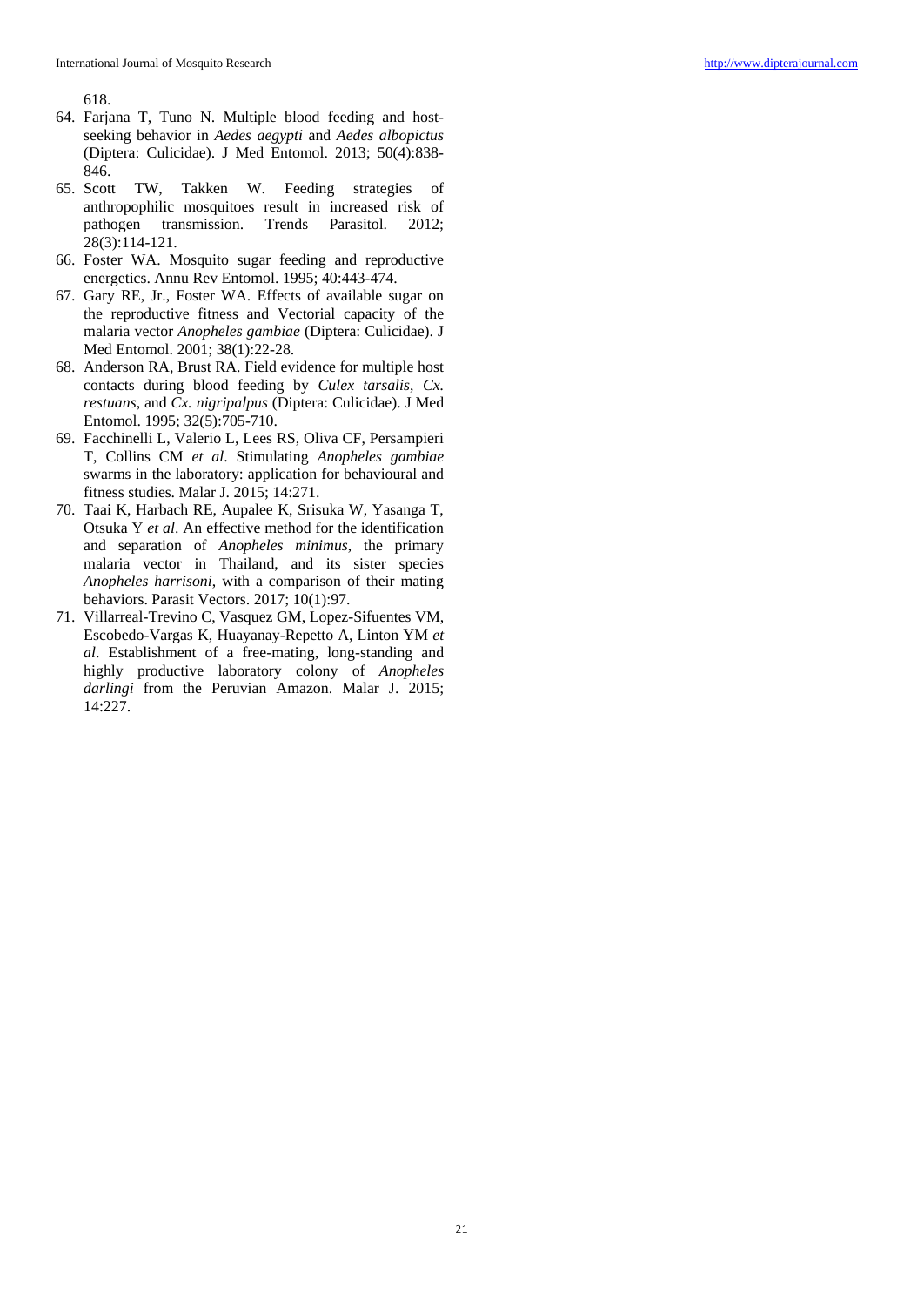618.

64. Farjana T, Tuno N. Multiple blood feeding and host-seeking behavior in *Aedes aegypti* and *Aedes albopictus* (Diptera: Culicidae). J Med Entomol. 2013; 50(4):838-846.
65. Scott TW, Takken W. Feeding strategies of anthropophilic mosquitoes result in increased risk of pathogen transmission. Trends Parasitol. 2012; 28(3):114-121.
66. Foster WA. Mosquito sugar feeding and reproductive energetics. Annu Rev Entomol. 1995; 40:443-474.
67. Gary RE, Jr., Foster WA. Effects of available sugar on the reproductive fitness and Vectorial capacity of the malaria vector *Anopheles gambiae* (Diptera: Culicidae). J Med Entomol. 2001; 38(1):22-28.
68. Anderson RA, Brust RA. Field evidence for multiple host contacts during blood feeding by *Culex tarsalis*, *Cx. restuans*, and *Cx. nigripalpus* (Diptera: Culicidae). J Med Entomol. 1995; 32(5):705-710.
69. Facchinelli L, Valerio L, Lees RS, Oliva CF, Persampieri T, Collins CM *et al*. Stimulating *Anopheles gambiae* swarms in the laboratory: application for behavioural and fitness studies. Malar J. 2015; 14:271.
70. Taai K, Harbach RE, Aupalee K, Srisuka W, Yasanga T, Otsuka Y *et al*. An effective method for the identification and separation of *Anopheles minimus*, the primary malaria vector in Thailand, and its sister species *Anopheles harrisoni*, with a comparison of their mating behaviors. Parasit Vectors. 2017; 10(1):97.
71. Villarreal-Trevino C, Vasquez GM, Lopez-Sifuentes VM, Escobedo-Vargas K, Huayanay-Repetto A, Linton YM *et al*. Establishment of a free-mating, long-standing and highly productive laboratory colony of *Anopheles darlingi* from the Peruvian Amazon. Malar J. 2015; 14:227.